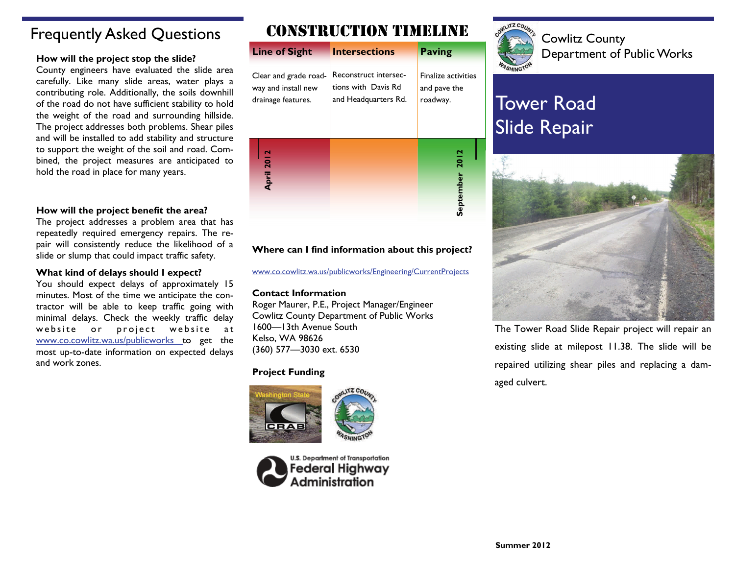## Frequently Asked Questions

**How will the project stop the slide?**

County engineers have evaluated the slide area carefully. Like many slide areas, water plays a contributing role. Additionally, the soils downhill of the road do not have sufficient stability to hold the weight of the road and surrounding hillside. The project addresses both problems. Shear piles and will be installed to add stability and structure to support the weight of the soil and road. Combined, the project measures are anticipated to hold the road in place for many years.

**How will the project benefit the area?**

The project addresses a problem area that has repeatedly required emergency repairs. The repair will consistently reduce the likelihood of a slide or slump that could impact traffic safety.

**What kind of delays should I expect?**

You should expect delays of approximately 15 minutes. Most of the time we anticipate the contractor will be able to keep traffic going with minimal delays. Check the weekly traffic delay website or project website at www.co.cowlitz.wa.us/publicworks to get the most up-to-date information on expected delays and work zones.

## CONSTRUCTION TIMELINE

| Line of Sight | Intersections | Paving |
|---|---|---|
| Clear and grade roadway and install new drainage features. | Reconstruct intersections with Davis Rd and Headquarters Rd. | Finalize activities and pave the roadway. |
| April 2012 | | September 2012 |

**Where can I find information about this project?**

www.co.cowlitz.wa.us/publicworks/Engineering/CurrentProjects

**Contact Information**

Roger Maurer, P.E., Project Manager/Engineer
Cowlitz County Department of Public Works
1600—13th Avenue South
Kelso, WA 98626
(360) 577—3030 ext. 6530

**Project Funding**

Washington State CRAB

Cowlitz County Washington

U.S. Department of Transportation Federal Highway Administration

Cowlitz County Department of Public Works

# Tower Road Slide Repair

The Tower Road Slide Repair project will repair an existing slide at milepost 11.38. The slide will be repaired utilizing shear piles and replacing a damaged culvert.

**Summer 2012**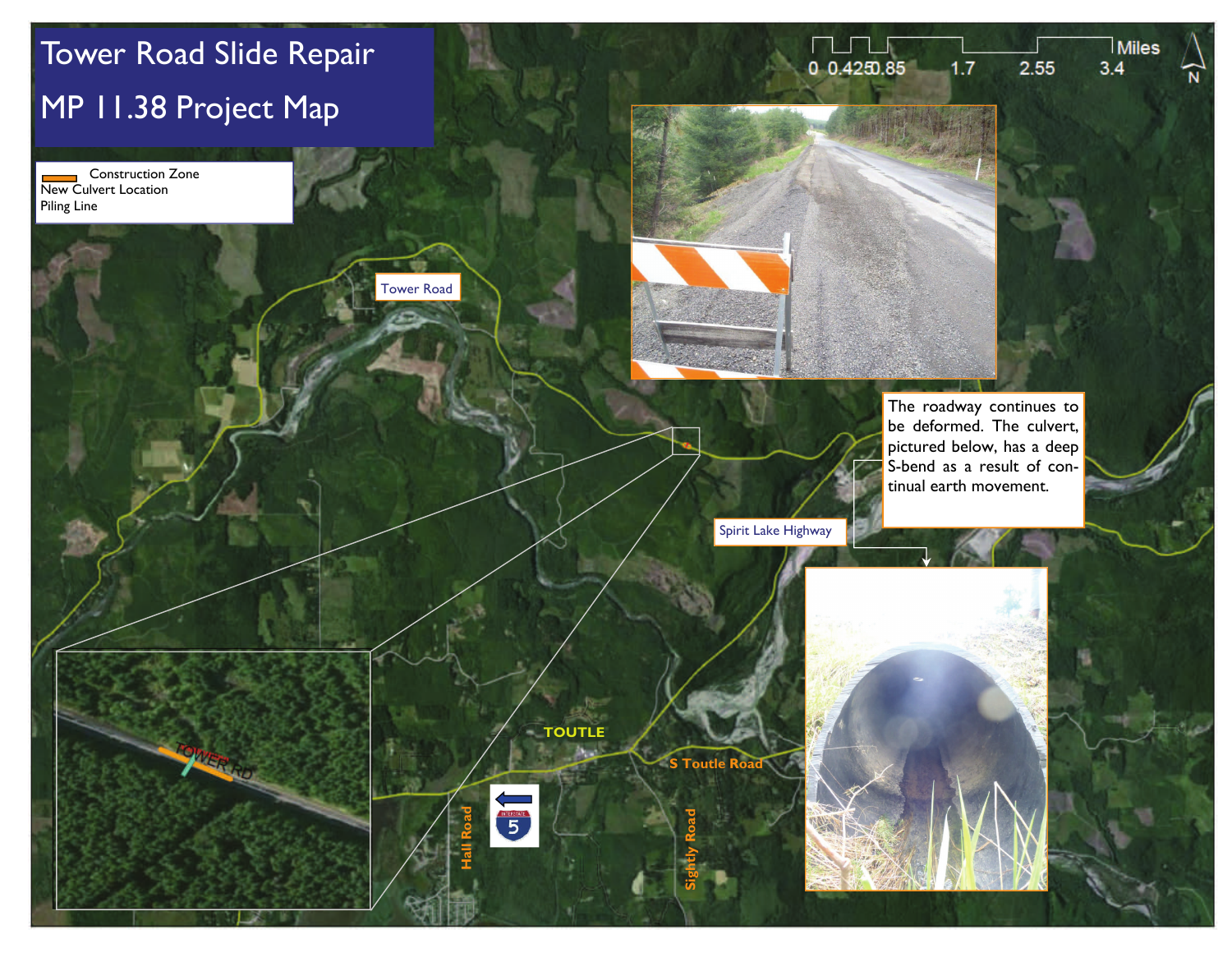# Tower Road Slide Repair

# MP 11.38 Project Map

Construction Zone
New Culvert Location
Piling Line

0 0.425 0.85 1.7 2.55 3.4 Miles

N

Tower Road

Spirit Lake Highway

TOUTLE

S Toutle Road

Hall Road

Sightly Road

5

TOWER RD

The roadway continues to be deformed. The culvert, pictured below, has a deep S-bend as a result of continual earth movement.